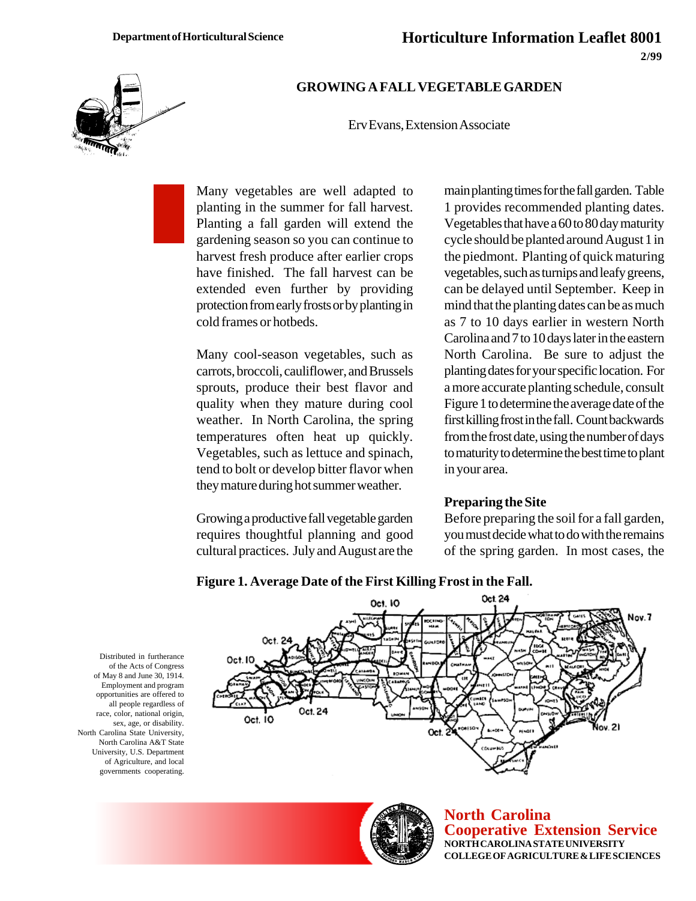Department of Horticultural Science

# Horticulture Information Leaflet 8001

2/99

## GROWING A FALL VEGETABLE GARDEN

Erv Evans, Extension Associate

Many vegetables are well adapted to planting in the summer for fall harvest. Planting a fall garden will extend the gardening season so you can continue to harvest fresh produce after earlier crops have finished. The fall harvest can be extended even further by providing protection from early frosts or by planting in cold frames or hotbeds.

Many cool-season vegetables, such as carrots, broccoli, cauliflower, and Brussels sprouts, produce their best flavor and quality when they mature during cool weather. In North Carolina, the spring temperatures often heat up quickly. Vegetables, such as lettuce and spinach, tend to bolt or develop bitter flavor when they mature during hot summer weather.

Growing a productive fall vegetable garden requires thoughtful planning and good cultural practices. July and August are the main planting times for the fall garden. Table 1 provides recommended planting dates. Vegetables that have a 60 to 80 day maturity cycle should be planted around August 1 in the piedmont. Planting of quick maturing vegetables, such as turnips and leafy greens, can be delayed until September. Keep in mind that the planting dates can be as much as 7 to 10 days earlier in western North Carolina and 7 to 10 days later in the eastern North Carolina. Be sure to adjust the planting dates for your specific location. For a more accurate planting schedule, consult Figure 1 to determine the average date of the first killing frost in the fall. Count backwards from the frost date, using the number of days to maturity to determine the best time to plant in your area.

### Preparing the Site

Before preparing the soil for a fall garden, you must decide what to do with the remains of the spring garden. In most cases, the

**Figure 1. Average Date of the First Killing Frost in the Fall.**

Distributed in furtherance of the Acts of Congress of May 8 and June 30, 1914. Employment and program opportunities are offered to all people regardless of race, color, national origin, sex, age, or disability. North Carolina State University, North Carolina A&T State University, U.S. Department of Agriculture, and local governments cooperating.

**North Carolina Cooperative Extension Service**
NORTH CAROLINA STATE UNIVERSITY
COLLEGE OF AGRICULTURE & LIFE SCIENCES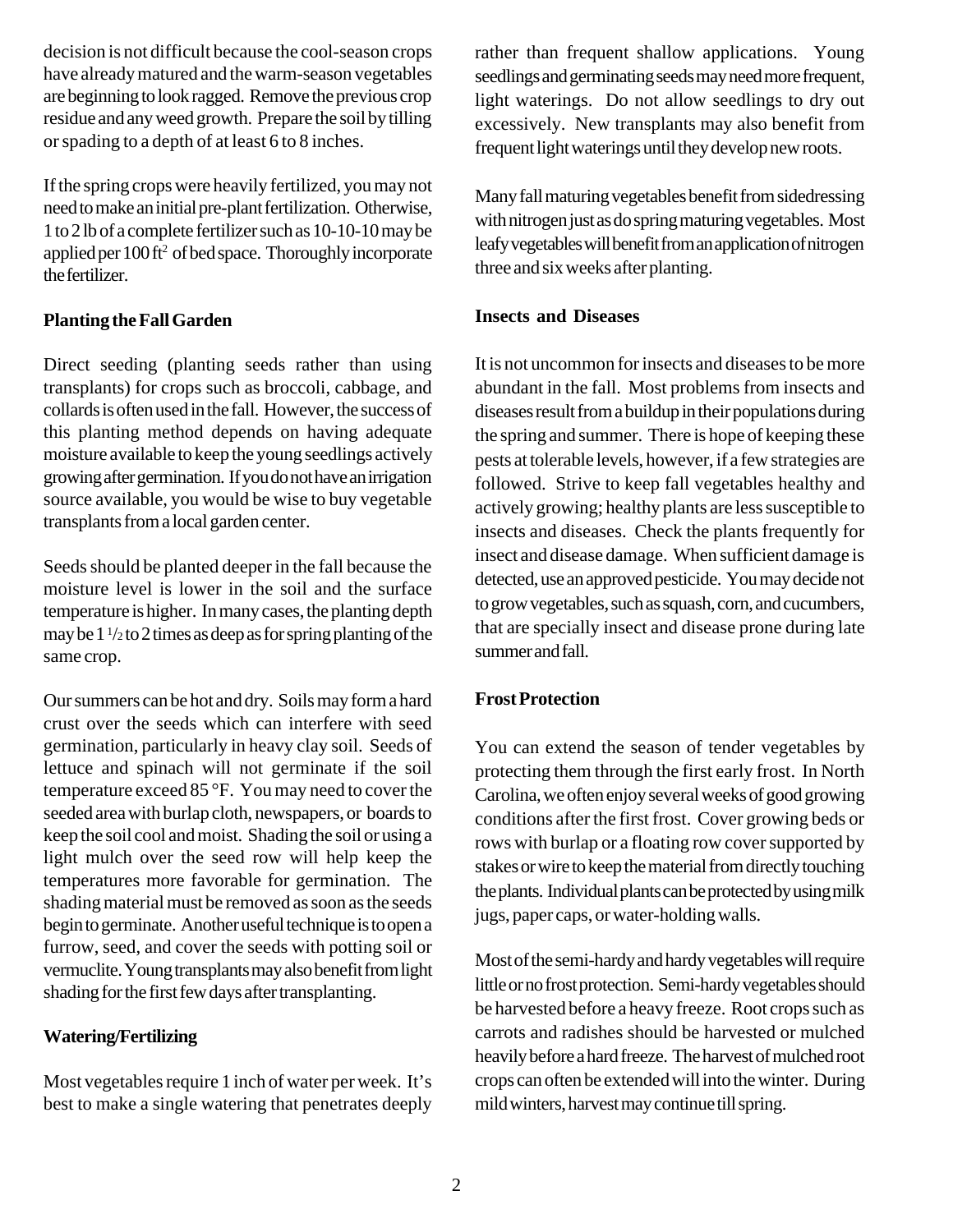decision is not difficult because the cool-season crops have already matured and the warm-season vegetables are beginning to look ragged. Remove the previous crop residue and any weed growth. Prepare the soil by tilling or spading to a depth of at least 6 to 8 inches.

If the spring crops were heavily fertilized, you may not need to make an initial pre-plant fertilization. Otherwise, 1 to 2 lb of a complete fertilizer such as 10-10-10 may be applied per 100 $ft^2$ of bed space. Thoroughly incorporate the fertilizer.

**Planting the Fall Garden**

Direct seeding (planting seeds rather than using transplants) for crops such as broccoli, cabbage, and collards is often used in the fall. However, the success of this planting method depends on having adequate moisture available to keep the young seedlings actively growing after germination. If you do not have an irrigation source available, you would be wise to buy vegetable transplants from a local garden center.

Seeds should be planted deeper in the fall because the moisture level is lower in the soil and the surface temperature is higher. In many cases, the planting depth may be 1 $^1/_2$ to 2 times as deep as for spring planting of the same crop.

Our summers can be hot and dry. Soils may form a hard crust over the seeds which can interfere with seed germination, particularly in heavy clay soil. Seeds of lettuce and spinach will not germinate if the soil temperature exceed 85 °F. You may need to cover the seeded area with burlap cloth, newspapers, or boards to keep the soil cool and moist. Shading the soil or using a light mulch over the seed row will help keep the temperatures more favorable for germination. The shading material must be removed as soon as the seeds begin to germinate. Another useful technique is to open a furrow, seed, and cover the seeds with potting soil or vermuclite. Young transplants may also benefit from light shading for the first few days after transplanting.

**Watering/Fertilizing**

Most vegetables require 1 inch of water per week. It's best to make a single watering that penetrates deeply rather than frequent shallow applications. Young seedlings and germinating seeds may need more frequent, light waterings. Do not allow seedlings to dry out excessively. New transplants may also benefit from frequent light waterings until they develop new roots.

Many fall maturing vegetables benefit from sidedressing with nitrogen just as do spring maturing vegetables. Most leafy vegetables will benefit from an application of nitrogen three and six weeks after planting.

**Insects and Diseases**

It is not uncommon for insects and diseases to be more abundant in the fall. Most problems from insects and diseases result from a buildup in their populations during the spring and summer. There is hope of keeping these pests at tolerable levels, however, if a few strategies are followed. Strive to keep fall vegetables healthy and actively growing; healthy plants are less susceptible to insects and diseases. Check the plants frequently for insect and disease damage. When sufficient damage is detected, use an approved pesticide. You may decide not to grow vegetables, such as squash, corn, and cucumbers, that are specially insect and disease prone during late summer and fall.

**Frost Protection**

You can extend the season of tender vegetables by protecting them through the first early frost. In North Carolina, we often enjoy several weeks of good growing conditions after the first frost. Cover growing beds or rows with burlap or a floating row cover supported by stakes or wire to keep the material from directly touching the plants. Individual plants can be protected by using milk jugs, paper caps, or water-holding walls.

Most of the semi-hardy and hardy vegetables will require little or no frost protection. Semi-hardy vegetables should be harvested before a heavy freeze. Root crops such as carrots and radishes should be harvested or mulched heavily before a hard freeze. The harvest of mulched root crops can often be extended will into the winter. During mild winters, harvest may continue till spring.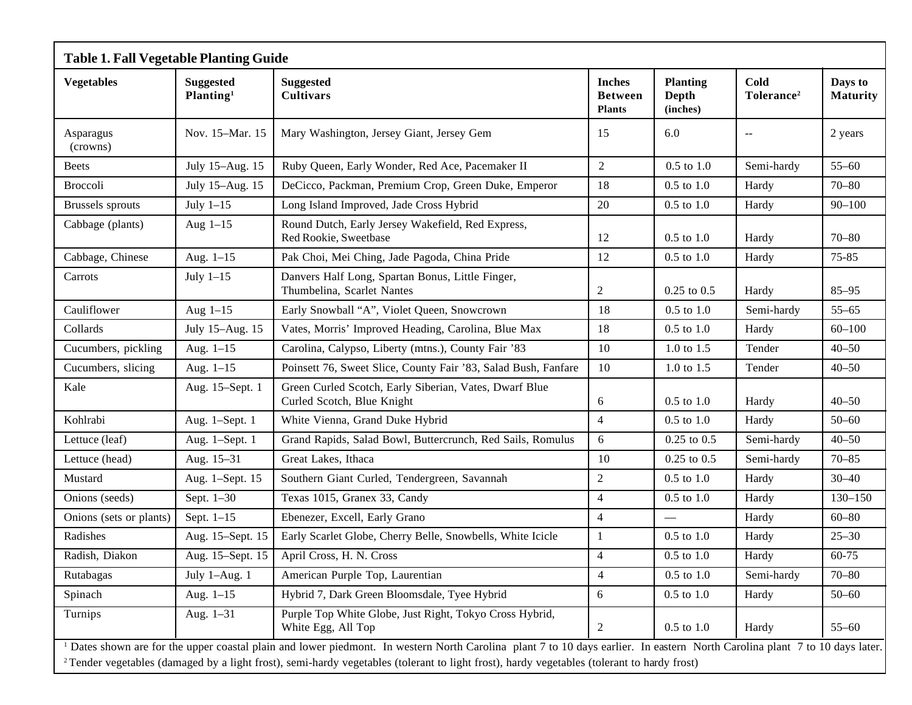**Table 1. Fall Vegetable Planting Guide**

| Vegetables | Suggested Planting[1] | Suggested Cultivars | Inches Between Plants | Planting Depth (inches) | Cold Tolerance[2] | Days to Maturity |
|---|---|---|---|---|---|---|
| Asparagus (crowns) | Nov. 15–Mar. 15 | Mary Washington, Jersey Giant, Jersey Gem | 15 | 6.0 | -- | 2 years |
| Beets | July 15–Aug. 15 | Ruby Queen, Early Wonder, Red Ace, Pacemaker II | 2 | 0.5 to 1.0 | Semi-hardy | 55–60 |
| Broccoli | July 15–Aug. 15 | DeCicco, Packman, Premium Crop, Green Duke, Emperor | 18 | 0.5 to 1.0 | Hardy | 70–80 |
| Brussels sprouts | July 1–15 | Long Island Improved, Jade Cross Hybrid | 20 | 0.5 to 1.0 | Hardy | 90–100 |
| Cabbage (plants) | Aug 1–15 | Round Dutch, Early Jersey Wakefield, Red Express, Red Rookie, Sweetbase | 12 | 0.5 to 1.0 | Hardy | 70–80 |
| Cabbage, Chinese | Aug. 1–15 | Pak Choi, Mei Ching, Jade Pagoda, China Pride | 12 | 0.5 to 1.0 | Hardy | 75-85 |
| Carrots | July 1–15 | Danvers Half Long, Spartan Bonus, Little Finger, Thumbelina, Scarlet Nantes | 2 | 0.25 to 0.5 | Hardy | 85–95 |
| Cauliflower | Aug 1–15 | Early Snowball "A", Violet Queen, Snowcrown | 18 | 0.5 to 1.0 | Semi-hardy | 55–65 |
| Collards | July 15–Aug. 15 | Vates, Morris' Improved Heading, Carolina, Blue Max | 18 | 0.5 to 1.0 | Hardy | 60–100 |
| Cucumbers, pickling | Aug. 1–15 | Carolina, Calypso, Liberty (mtns.), County Fair '83 | 10 | 1.0 to 1.5 | Tender | 40–50 |
| Cucumbers, slicing | Aug. 1–15 | Poinsett 76, Sweet Slice, County Fair '83, Salad Bush, Fanfare | 10 | 1.0 to 1.5 | Tender | 40–50 |
| Kale | Aug. 15–Sept. 1 | Green Curled Scotch, Early Siberian, Vates, Dwarf Blue Curled Scotch, Blue Knight | 6 | 0.5 to 1.0 | Hardy | 40–50 |
| Kohlrabi | Aug. 1–Sept. 1 | White Vienna, Grand Duke Hybrid | 4 | 0.5 to 1.0 | Hardy | 50–60 |
| Lettuce (leaf) | Aug. 1–Sept. 1 | Grand Rapids, Salad Bowl, Buttercrunch, Red Sails, Romulus | 6 | 0.25 to 0.5 | Semi-hardy | 40–50 |
| Lettuce (head) | Aug. 15–31 | Great Lakes, Ithaca | 10 | 0.25 to 0.5 | Semi-hardy | 70–85 |
| Mustard | Aug. 1–Sept. 15 | Southern Giant Curled, Tendergreen, Savannah | 2 | 0.5 to 1.0 | Hardy | 30–40 |
| Onions (seeds) | Sept. 1–30 | Texas 1015, Granex 33, Candy | 4 | 0.5 to 1.0 | Hardy | 130–150 |
| Onions (sets or plants) | Sept. 1–15 | Ebenezer, Excell, Early Grano | 4 | — | Hardy | 60–80 |
| Radishes | Aug. 15–Sept. 15 | Early Scarlet Globe, Cherry Belle, Snowbells, White Icicle | 1 | 0.5 to 1.0 | Hardy | 25–30 |
| Radish, Diakon | Aug. 15–Sept. 15 | April Cross, H. N. Cross | 4 | 0.5 to 1.0 | Hardy | 60-75 |
| Rutabagas | July 1–Aug. 1 | American Purple Top, Laurentian | 4 | 0.5 to 1.0 | Semi-hardy | 70–80 |
| Spinach | Aug. 1–15 | Hybrid 7, Dark Green Bloomsdale, Tyee Hybrid | 6 | 0.5 to 1.0 | Hardy | 50–60 |
| Turnips | Aug. 1–31 | Purple Top White Globe, Just Right, Tokyo Cross Hybrid, White Egg, All Top | 2 | 0.5 to 1.0 | Hardy | 55–60 |

[1] Dates shown are for the upper coastal plain and lower piedmont. In western North Carolina plant 7 to 10 days earlier. In eastern North Carolina plant 7 to 10 days later.

[2] Tender vegetables (damaged by a light frost), semi-hardy vegetables (tolerant to light frost), hardy vegetables (tolerant to hardy frost)